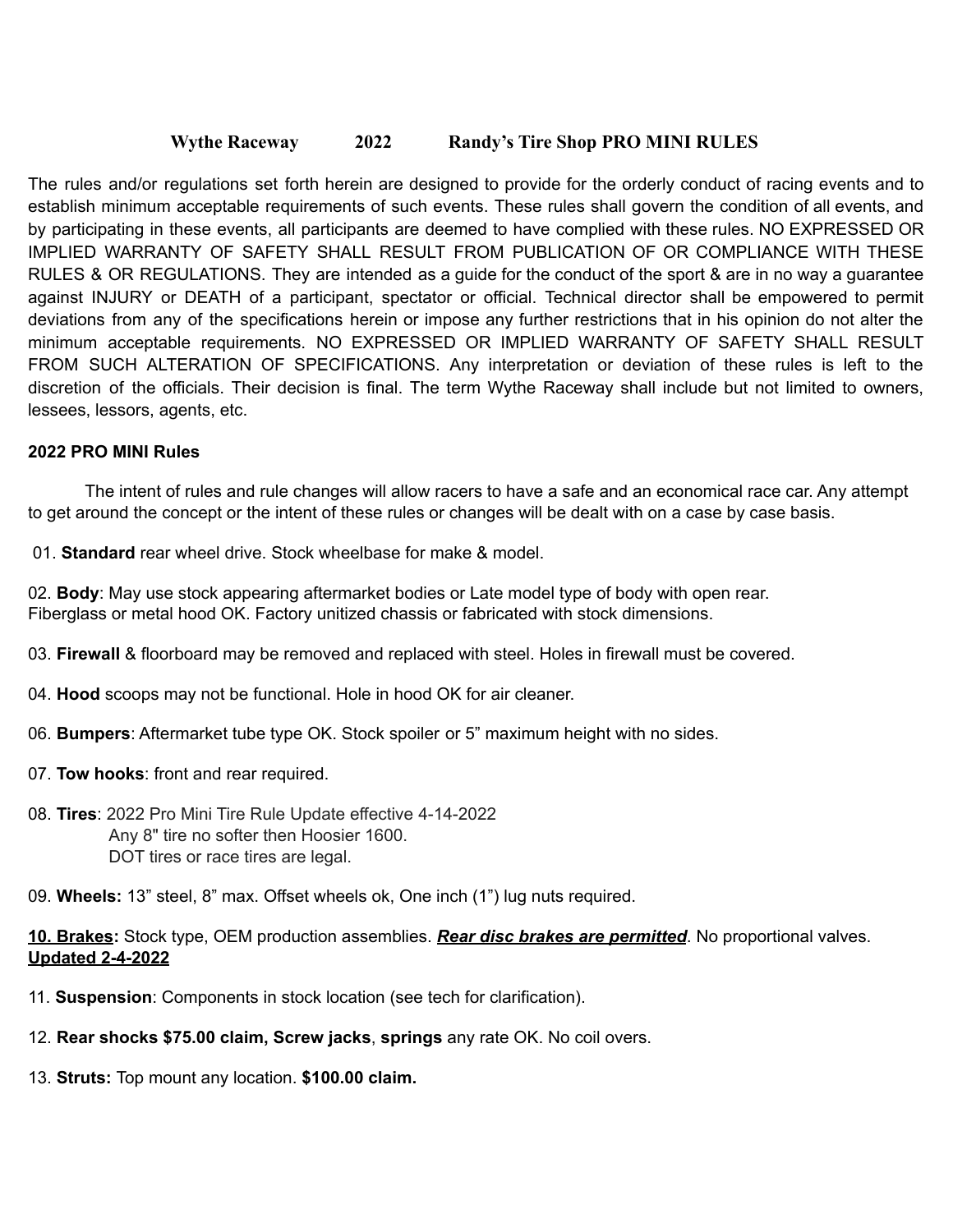# Wythe Raceway 2022 Randy's Tire Shop PRO MINI RULES

The rules and/or regulations set forth herein are designed to provide for the orderly conduct of racing events and to establish minimum acceptable requirements of such events. These rules shall govern the condition of all events, and by participating in these events, all participants are deemed to have complied with these rules. NO EXPRESSED OR IMPLIED WARRANTY OF SAFETY SHALL RESULT FROM PUBLICATION OF OR COMPLIANCE WITH THESE RULES & OR REGULATIONS. They are intended as a guide for the conduct of the sport & are in no way a guarantee against INJURY or DEATH of a participant, spectator or official. Technical director shall be empowered to permit deviations from any of the specifications herein or impose any further restrictions that in his opinion do not alter the minimum acceptable requirements. NO EXPRESSED OR IMPLIED WARRANTY OF SAFETY SHALL RESULT FROM SUCH ALTERATION OF SPECIFICATIONS. Any interpretation or deviation of these rules is left to the discretion of the officials. Their decision is final. The term Wythe Raceway shall include but not limited to owners, lessees, lessors, agents, etc.

**2022 PRO MINI Rules**

The intent of rules and rule changes will allow racers to have a safe and an economical race car. Any attempt to get around the concept or the intent of these rules or changes will be dealt with on a case by case basis.

01. **Standard** rear wheel drive. Stock wheelbase for make & model.

02. **Body**: May use stock appearing aftermarket bodies or Late model type of body with open rear.
Fiberglass or metal hood OK. Factory unitized chassis or fabricated with stock dimensions.

03. **Firewall** & floorboard may be removed and replaced with steel. Holes in firewall must be covered.

04. **Hood** scoops may not be functional. Hole in hood OK for air cleaner.

06. **Bumpers**: Aftermarket tube type OK. Stock spoiler or 5" maximum height with no sides.

07. **Tow hooks**: front and rear required.

08. **Tires**: 2022 Pro Mini Tire Rule Update effective 4-14-2022
Any 8" tire no softer then Hoosier 1600.
DOT tires or race tires are legal.

09. **Wheels:** 13" steel, 8" max. Offset wheels ok, One inch (1") lug nuts required.

**10. Brakes:** Stock type, OEM production assemblies. ***Rear disc brakes are permitted***. No proportional valves.
**Updated 2-4-2022**

11. **Suspension**: Components in stock location (see tech for clarification).

12. **Rear shocks $75.00 claim, Screw jacks**, **springs** any rate OK. No coil overs.

13. **Struts:** Top mount any location. **$100.00 claim.**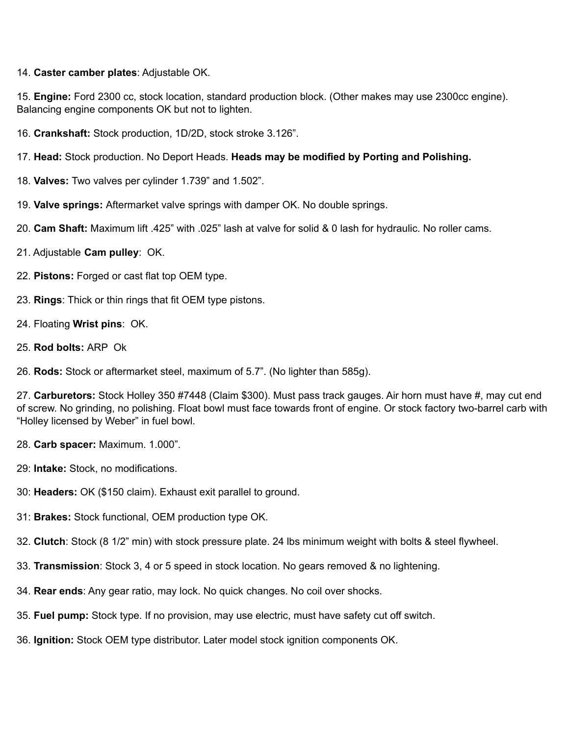14. **Caster camber plates**: Adjustable OK.

15. **Engine:** Ford 2300 cc, stock location, standard production block. (Other makes may use 2300cc engine). Balancing engine components OK but not to lighten.

16. **Crankshaft:** Stock production, 1D/2D, stock stroke 3.126".

17. **Head:** Stock production. No Deport Heads. **Heads may be modified by Porting and Polishing.**

18. **Valves:** Two valves per cylinder 1.739" and 1.502".

19. **Valve springs:** Aftermarket valve springs with damper OK. No double springs.

20. **Cam Shaft:** Maximum lift .425" with .025" lash at valve for solid & 0 lash for hydraulic. No roller cams.

21. Adjustable **Cam pulley**: OK.

22. **Pistons:** Forged or cast flat top OEM type.

23. **Rings**: Thick or thin rings that fit OEM type pistons.

24. Floating **Wrist pins**: OK.

25. **Rod bolts:** ARP Ok

26. **Rods:** Stock or aftermarket steel, maximum of 5.7". (No lighter than 585g).

27. **Carburetors:** Stock Holley 350 #7448 (Claim $300). Must pass track gauges. Air horn must have #, may cut end of screw. No grinding, no polishing. Float bowl must face towards front of engine. Or stock factory two-barrel carb with "Holley licensed by Weber" in fuel bowl.

28. **Carb spacer:** Maximum. 1.000".

29: **Intake:** Stock, no modifications.

30: **Headers:** OK ($150 claim). Exhaust exit parallel to ground.

31: **Brakes:** Stock functional, OEM production type OK.

32. **Clutch**: Stock (8 1/2" min) with stock pressure plate. 24 lbs minimum weight with bolts & steel flywheel.

33. **Transmission**: Stock 3, 4 or 5 speed in stock location. No gears removed & no lightening.

34. **Rear ends**: Any gear ratio, may lock. No quick changes. No coil over shocks.

35. **Fuel pump:** Stock type. If no provision, may use electric, must have safety cut off switch.

36. **Ignition:** Stock OEM type distributor. Later model stock ignition components OK.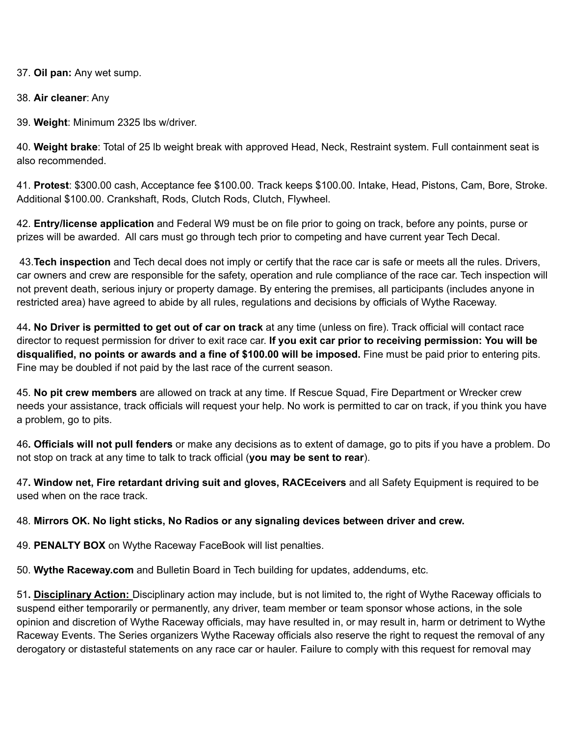37. **Oil pan:** Any wet sump.

38. **Air cleaner**: Any

39. **Weight**: Minimum 2325 lbs w/driver.

40. **Weight brake**: Total of 25 lb weight break with approved Head, Neck, Restraint system. Full containment seat is also recommended.

41. **Protest**: $300.00 cash, Acceptance fee $100.00. Track keeps $100.00. Intake, Head, Pistons, Cam, Bore, Stroke. Additional $100.00. Crankshaft, Rods, Clutch Rods, Clutch, Flywheel.

42. **Entry/license application** and Federal W9 must be on file prior to going on track, before any points, purse or prizes will be awarded. All cars must go through tech prior to competing and have current year Tech Decal.

43. **Tech inspection** and Tech decal does not imply or certify that the race car is safe or meets all the rules. Drivers, car owners and crew are responsible for the safety, operation and rule compliance of the race car. Tech inspection will not prevent death, serious injury or property damage. By entering the premises, all participants (includes anyone in restricted area) have agreed to abide by all rules, regulations and decisions by officials of Wythe Raceway.

44**. No Driver is permitted to get out of car on track** at any time (unless on fire). Track official will contact race director to request permission for driver to exit race car. **If you exit car prior to receiving permission: You will be disqualified, no points or awards and a fine of $100.00 will be imposed.** Fine must be paid prior to entering pits. Fine may be doubled if not paid by the last race of the current season.

45. **No pit crew members** are allowed on track at any time. If Rescue Squad, Fire Department or Wrecker crew needs your assistance, track officials will request your help. No work is permitted to car on track, if you think you have a problem, go to pits.

46**. Officials will not pull fenders** or make any decisions as to extent of damage, go to pits if you have a problem. Do not stop on track at any time to talk to track official (**you may be sent to rear**).

47**. Window net, Fire retardant driving suit and gloves, RACEceivers** and all Safety Equipment is required to be used when on the race track.

48. **Mirrors OK. No light sticks, No Radios or any signaling devices between driver and crew.**

49. **PENALTY BOX** on Wythe Raceway FaceBook will list penalties.

50. **Wythe Raceway.com** and Bulletin Board in Tech building for updates, addendums, etc.

51**. <u>Disciplinary Action:</u>** Disciplinary action may include, but is not limited to, the right of Wythe Raceway officials to suspend either temporarily or permanently, any driver, team member or team sponsor whose actions, in the sole opinion and discretion of Wythe Raceway officials, may have resulted in, or may result in, harm or detriment to Wythe Raceway Events. The Series organizers Wythe Raceway officials also reserve the right to request the removal of any derogatory or distasteful statements on any race car or hauler. Failure to comply with this request for removal may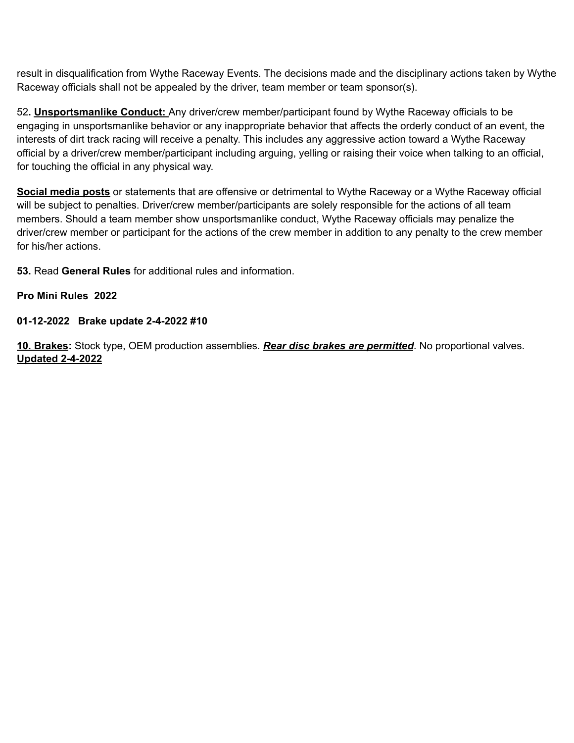result in disqualification from Wythe Raceway Events. The decisions made and the disciplinary actions taken by Wythe Raceway officials shall not be appealed by the driver, team member or team sponsor(s).

52**. <u>Unsportsmanlike Conduct:</u>** Any driver/crew member/participant found by Wythe Raceway officials to be engaging in unsportsmanlike behavior or any inappropriate behavior that affects the orderly conduct of an event, the interests of dirt track racing will receive a penalty. This includes any aggressive action toward a Wythe Raceway official by a driver/crew member/participant including arguing, yelling or raising their voice when talking to an official, for touching the official in any physical way.

**<u>Social media posts</u>** or statements that are offensive or detrimental to Wythe Raceway or a Wythe Raceway official will be subject to penalties. Driver/crew member/participants are solely responsible for the actions of all team members. Should a team member show unsportsmanlike conduct, Wythe Raceway officials may penalize the driver/crew member or participant for the actions of the crew member in addition to any penalty to the crew member for his/her actions.

**53.** Read **General Rules** for additional rules and information.

**Pro Mini Rules 2022**

**01-12-2022 Brake update 2-4-2022 #10**

**<u>10. Brakes</u>:** Stock type, OEM production assemblies. ***<u>Rear disc brakes are permitted</u>***. No proportional valves. **<u>Updated 2-4-2022</u>**